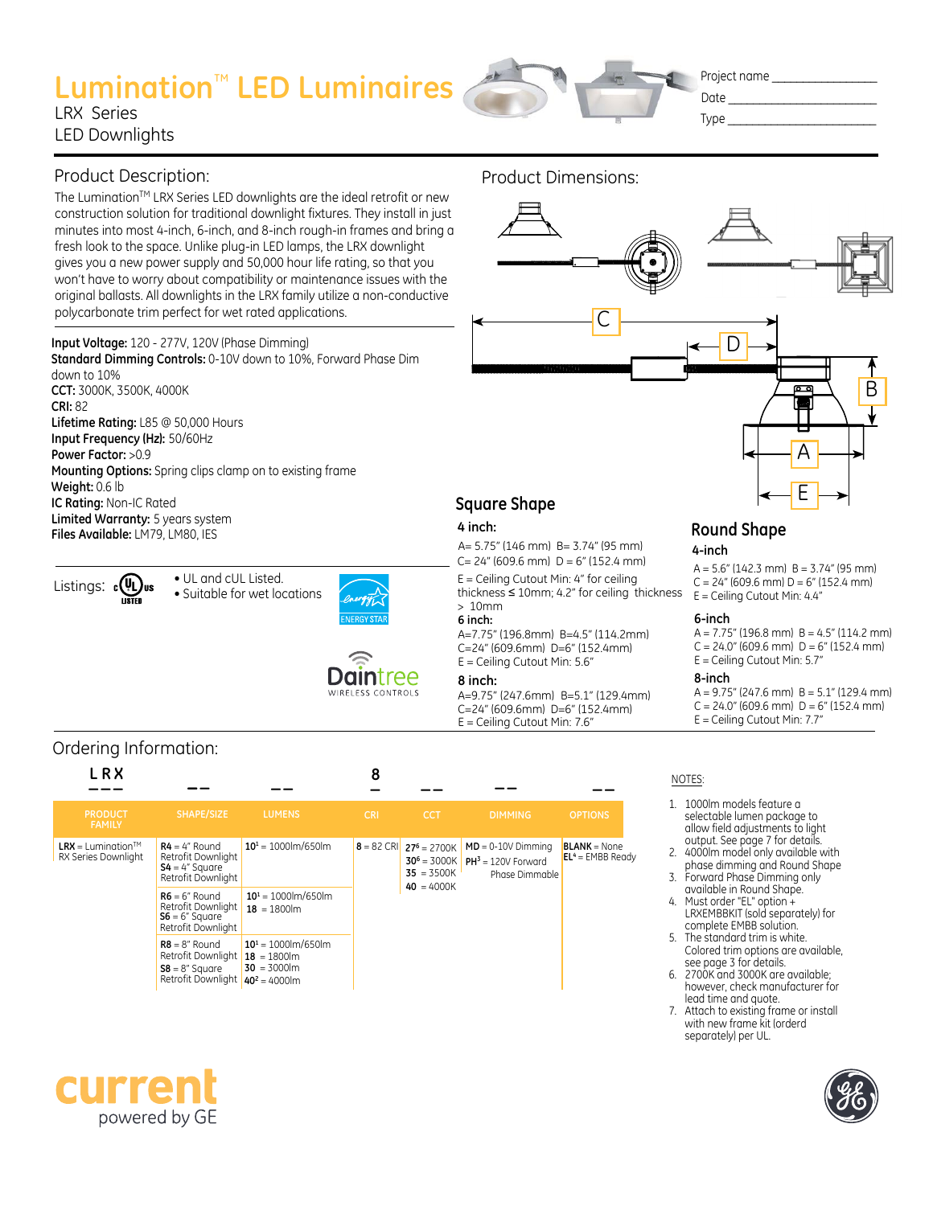# Lumination™ LED Luminaires

LRX Series

LED Downlights

Project name ________________

Date ________________

Type ________________

## Product Description:

The Lumination™ LRX Series LED downlights are the ideal retrofit or new construction solution for traditional downlight fixtures. They install in just minutes into most 4-inch, 6-inch, and 8-inch rough-in frames and bring a fresh look to the space. Unlike plug-in LED lamps, the LRX downlight gives you a new power supply and 50,000 hour life rating, so that you won't have to worry about compatibility or maintenance issues with the original ballasts. All downlights in the LRX family utilize a non-conductive polycarbonate trim perfect for wet rated applications.

**Input Voltage:** 120 - 277V, 120V (Phase Dimming)
**Standard Dimming Controls:** 0-10V down to 10%, Forward Phase Dim down to 10%
**CCT:** 3000K, 3500K, 4000K
**CRI:** 82
**Lifetime Rating:** L85 @ 50,000 Hours
**Input Frequency (Hz):** 50/60Hz
**Power Factor:** >0.9
**Mounting Options:** Spring clips clamp on to existing frame
**Weight:** 0.6 lb
**IC Rating:** Non-IC Rated
**Limited Warranty:** 5 years system
**Files Available:** LM79, LM80, IES

Listings:
- UL and cUL Listed.
- Suitable for wet locations

ENERGY STAR

Daintree WIRELESS CONTROLS

## Product Dimensions:

C

D

B

A

E

### Square Shape

**4 inch:**
A= 5.75" (146 mm) B= 3.74" (95 mm)
C= 24" (609.6 mm) D = 6" (152.4 mm)
E = Ceiling Cutout Min: 4" for ceiling thickness ≤ 10mm; 4.2" for ceiling thickness > 10mm

**6 inch:**
A=7.75" (196.8mm) B=4.5" (114.2mm)
C=24" (609.6mm) D=6" (152.4mm)
E = Ceiling Cutout Min: 5.6"

**8 inch:**
A=9.75" (247.6mm) B=5.1" (129.4mm)
C=24" (609.6mm) D=6" (152.4mm)
E = Ceiling Cutout Min: 7.6"

### Round Shape

**4-inch**
A = 5.6" (142.3 mm) B = 3.74" (95 mm)
C = 24" (609.6 mm) D = 6" (152.4 mm)
E = Ceiling Cutout Min: 4.4"

**6-inch**
A = 7.75" (196.8 mm) B = 4.5" (114.2 mm)
C = 24.0" (609.6 mm) D = 6" (152.4 mm)
E = Ceiling Cutout Min: 5.7"

**8-inch**
A = 9.75" (247.6 mm) B = 5.1" (129.4 mm)
C = 24.0" (609.6 mm) D = 6" (152.4 mm)
E = Ceiling Cutout Min: 7.7"

## Ordering Information:

| LRX | __ | __ | 8 | __ | __ | __ |
|---|---|---|---|---|---|---|
| PRODUCT FAMILY | SHAPE/SIZE | LUMENS | CRI | CCT | DIMMING | OPTIONS |
| **LRX** = Lumination™ RX Series Downlight | **R4** = 4" Round Retrofit Downlight<br>**S4** = 4" Square Retrofit Downlight | **10**[1] = 1000lm/650lm | **8** = 82 CRI | **27**[6] = 2700K<br>**30**[6] = 3000K<br>**35** = 3500K<br>**40** = 4000K | **MD** = 0-10V Dimming<br>**PH**[3] = 120V Forward Phase Dimmable | **BLANK** = None<br>**EL**[4] = EMBB Ready |
| | **R6** = 6" Round Retrofit Downlight<br>**S6** = 6" Square Retrofit Downlight | **10**[1] = 1000lm/650lm<br>**18** = 1800lm | | | | |
| | **R8** = 8" Round Retrofit Downlight<br>**S8** = 8" Square Retrofit Downlight | **10**[1] = 1000lm/650lm<br>**18** = 1800lm<br>**30** = 3000lm<br>**40**[2] = 4000lm | | | | |

NOTES:

1. 1000lm models feature a selectable lumen package to allow field adjustments to light output. See page 7 for details.
2. 4000lm model only available with phase dimming and Round Shape
3. Forward Phase Dimming only available in Round Shape.
4. Must order "EL" option + LRXEMBBKIT (sold separately) for complete EMBB solution.
5. The standard trim is white. Colored trim options are available, see page 3 for details.
6. 2700K and 3000K are available; however, check manufacturer for lead time and quote.
7. Attach to existing frame or install with new frame kit (orderd separately) per UL.

current powered by GE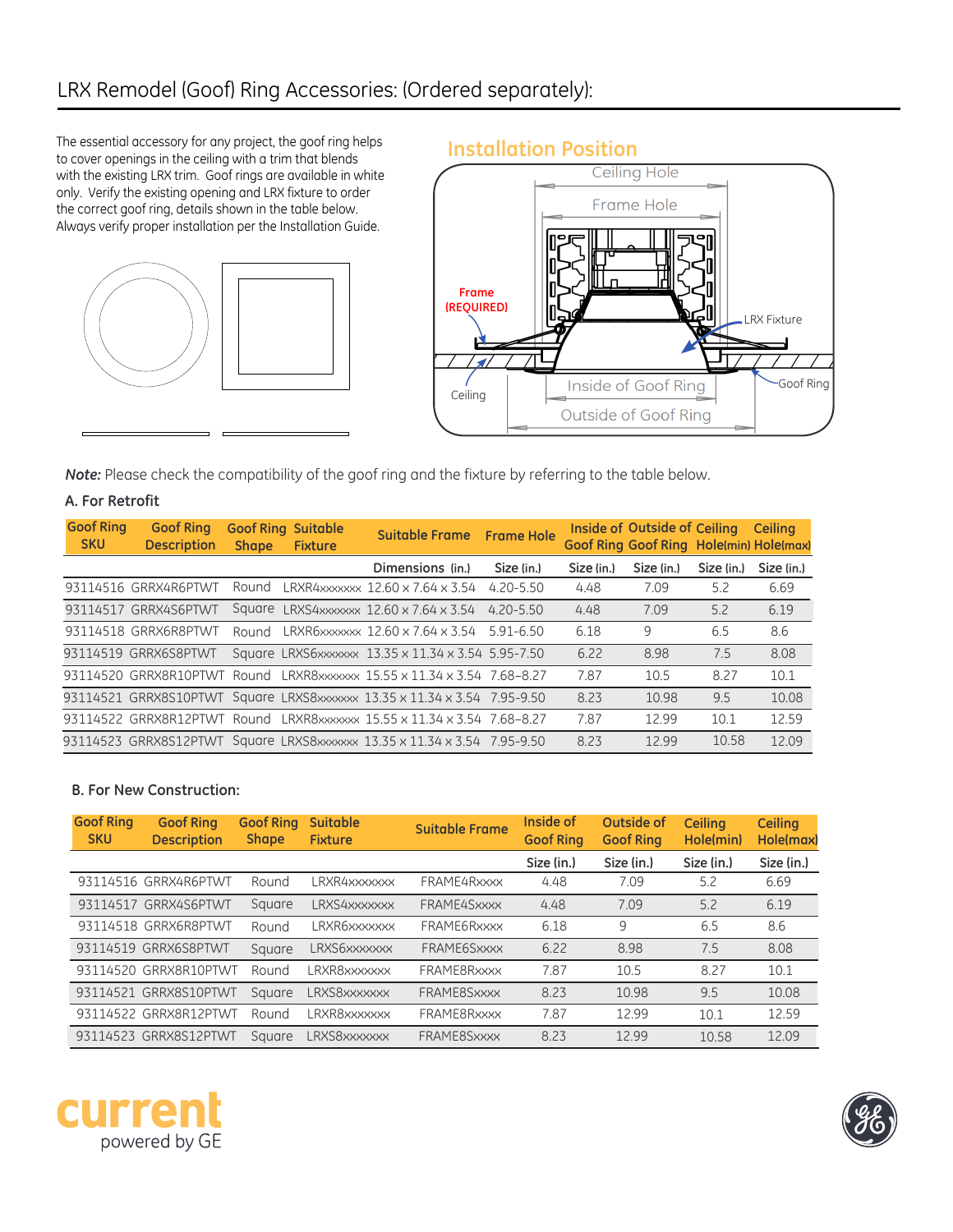# LRX Remodel (Goof) Ring Accessories: (Ordered separately):

The essential accessory for any project, the goof ring helps to cover openings in the ceiling with a trim that blends with the existing LRX trim. Goof rings are available in white only. Verify the existing opening and LRX fixture to order the correct goof ring, details shown in the table below. Always verify proper installation per the Installation Guide.

## Installation Position

Ceiling Hole

Frame Hole

Frame (REQUIRED)

LRX Fixture

Ceiling

Inside of Goof Ring

Goof Ring

Outside of Goof Ring

***Note:*** Please check the compatibility of the goof ring and the fixture by referring to the table below.

### A. For Retrofit

| Goof Ring SKU | Goof Ring Description | Goof Ring Shape | Suitable Fixture | Suitable Frame | Frame Hole | Inside of Goof Ring | Outside of Goof Ring | Ceiling Hole(min) | Ceiling Hole(max) |
|---|---|---|---|---|---|---|---|---|---|
| | | | | Dimensions (in.) | Size (in.) | Size (in.) | Size (in.) | Size (in.) | Size (in.) |
| 93114516 | GRRX4R6PTWT | Round | LRXR4xxxxxxx | 12.60 x 7.64 x 3.54 | 4.20-5.50 | 4.48 | 7.09 | 5.2 | 6.69 |
| 93114517 | GRRX4S6PTWT | Square | LRXS4xxxxxxx | 12.60 x 7.64 x 3.54 | 4.20-5.50 | 4.48 | 7.09 | 5.2 | 6.19 |
| 93114518 | GRRX6R8PTWT | Round | LRXR6xxxxxxx | 12.60 x 7.64 x 3.54 | 5.91-6.50 | 6.18 | 9 | 6.5 | 8.6 |
| 93114519 | GRRX6S8PTWT | Square | LRXS6xxxxxxx | 13.35 x 11.34 x 3.54 | 5.95-7.50 | 6.22 | 8.98 | 7.5 | 8.08 |
| 93114520 | GRRX8R10PTWT | Round | LRXR8xxxxxxx | 15.55 x 11.34 x 3.54 | 7.68–8.27 | 7.87 | 10.5 | 8.27 | 10.1 |
| 93114521 | GRRX8S10PTWT | Square | LRXS8xxxxxxx | 13.35 x 11.34 x 3.54 | 7.95-9.50 | 8.23 | 10.98 | 9.5 | 10.08 |
| 93114522 | GRRX8R12PTWT | Round | LRXR8xxxxxxx | 15.55 x 11.34 x 3.54 | 7.68–8.27 | 7.87 | 12.99 | 10.1 | 12.59 |
| 93114523 | GRRX8S12PTWT | Square | LRXS8xxxxxxx | 13.35 x 11.34 x 3.54 | 7.95-9.50 | 8.23 | 12.99 | 10.58 | 12.09 |

### B. For New Construction:

| Goof Ring SKU | Goof Ring Description | Goof Ring Shape | Suitable Fixture | Suitable Frame | Inside of Goof Ring | Outside of Goof Ring | Ceiling Hole(min) | Ceiling Hole(max) |
|---|---|---|---|---|---|---|---|---|
| | | | | | Size (in.) | Size (in.) | Size (in.) | Size (in.) |
| 93114516 | GRRX4R6PTWT | Round | LRXR4xxxxxxx | FRAME4Rxxxx | 4.48 | 7.09 | 5.2 | 6.69 |
| 93114517 | GRRX4S6PTWT | Square | LRXS4xxxxxxx | FRAME4Sxxxx | 4.48 | 7.09 | 5.2 | 6.19 |
| 93114518 | GRRX6R8PTWT | Round | LRXR6xxxxxxx | FRAME6Rxxxx | 6.18 | 9 | 6.5 | 8.6 |
| 93114519 | GRRX6S8PTWT | Square | LRXS6xxxxxxx | FRAME6Sxxxx | 6.22 | 8.98 | 7.5 | 8.08 |
| 93114520 | GRRX8R10PTWT | Round | LRXR8xxxxxxx | FRAME8Rxxxx | 7.87 | 10.5 | 8.27 | 10.1 |
| 93114521 | GRRX8S10PTWT | Square | LRXS8xxxxxxx | FRAME8Sxxxx | 8.23 | 10.98 | 9.5 | 10.08 |
| 93114522 | GRRX8R12PTWT | Round | LRXR8xxxxxxx | FRAME8Rxxxx | 7.87 | 12.99 | 10.1 | 12.59 |
| 93114523 | GRRX8S12PTWT | Square | LRXS8xxxxxxx | FRAME8Sxxxx | 8.23 | 12.99 | 10.58 | 12.09 |

current powered by GE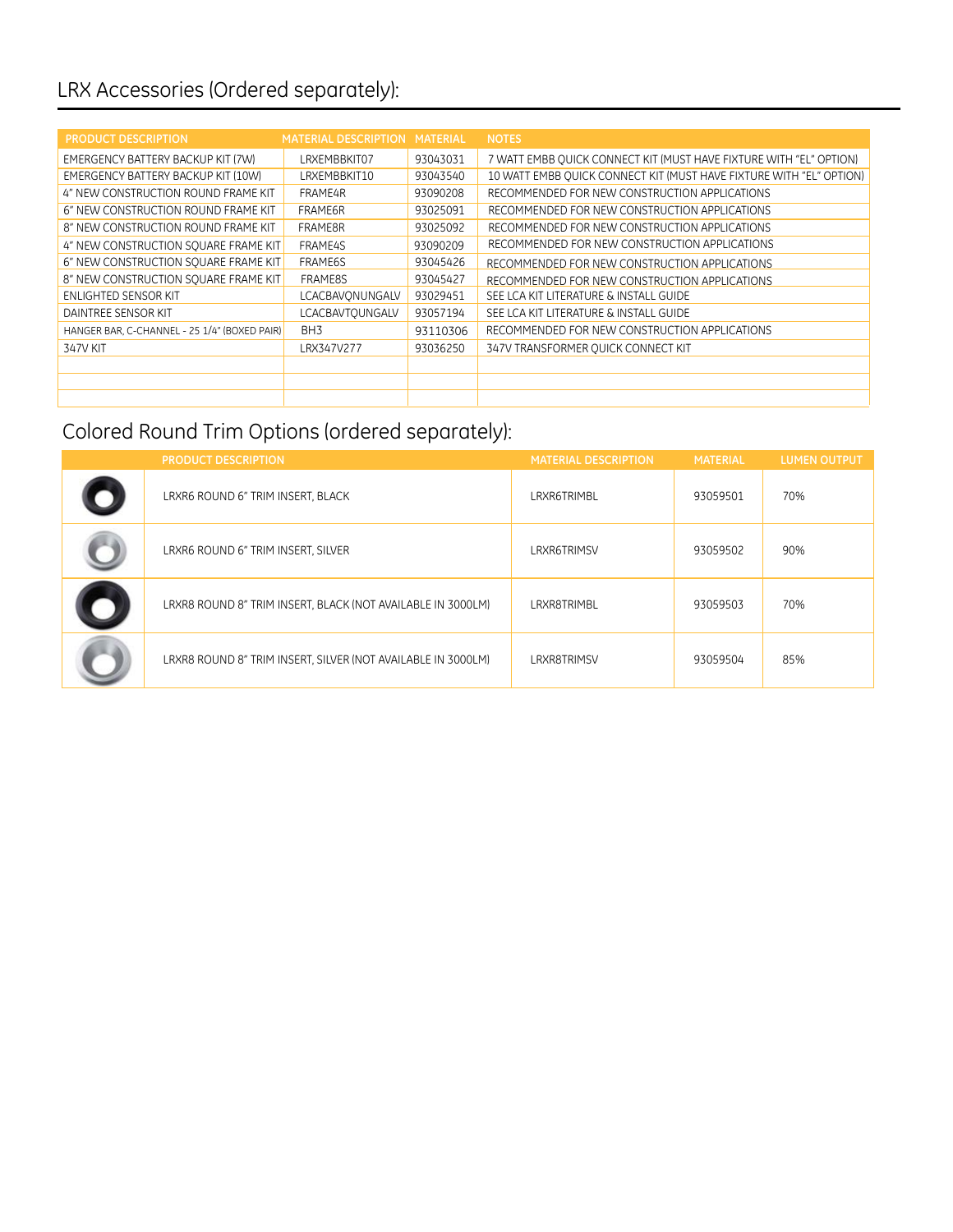## LRX Accessories (Ordered separately):

| PRODUCT DESCRIPTION | MATERIAL DESCRIPTION | MATERIAL | NOTES |
|---|---|---|---|
| EMERGENCY BATTERY BACKUP KIT (7W) | LRXEMBBKIT07 | 93043031 | 7 WATT EMBB QUICK CONNECT KIT (MUST HAVE FIXTURE WITH "EL" OPTION) |
| EMERGENCY BATTERY BACKUP KIT (10W) | LRXEMBBKIT10 | 93043540 | 10 WATT EMBB QUICK CONNECT KIT (MUST HAVE FIXTURE WITH "EL" OPTION) |
| 4" NEW CONSTRUCTION ROUND FRAME KIT | FRAME4R | 93090208 | RECOMMENDED FOR NEW CONSTRUCTION APPLICATIONS |
| 6" NEW CONSTRUCTION ROUND FRAME KIT | FRAME6R | 93025091 | RECOMMENDED FOR NEW CONSTRUCTION APPLICATIONS |
| 8" NEW CONSTRUCTION ROUND FRAME KIT | FRAME8R | 93025092 | RECOMMENDED FOR NEW CONSTRUCTION APPLICATIONS |
| 4" NEW CONSTRUCTION SQUARE FRAME KIT | FRAME4S | 93090209 | RECOMMENDED FOR NEW CONSTRUCTION APPLICATIONS |
| 6" NEW CONSTRUCTION SQUARE FRAME KIT | FRAME6S | 93045426 | RECOMMENDED FOR NEW CONSTRUCTION APPLICATIONS |
| 8" NEW CONSTRUCTION SQUARE FRAME KIT | FRAME8S | 93045427 | RECOMMENDED FOR NEW CONSTRUCTION APPLICATIONS |
| ENLIGHTED SENSOR KIT | LCACBAVQNUNGALV | 93029451 | SEE LCA KIT LITERATURE & INSTALL GUIDE |
| DAINTREE SENSOR KIT | LCACBAVTQUNGALV | 93057194 | SEE LCA KIT LITERATURE & INSTALL GUIDE |
| HANGER BAR, C-CHANNEL - 25 1/4" (BOXED PAIR) | BH3 | 93110306 | RECOMMENDED FOR NEW CONSTRUCTION APPLICATIONS |
| 347V KIT | LRX347V277 | 93036250 | 347V TRANSFORMER QUICK CONNECT KIT |
| | | | |
| | | | |
| | | | |

## Colored Round Trim Options (ordered separately):

| | PRODUCT DESCRIPTION | MATERIAL DESCRIPTION | MATERIAL | LUMEN OUTPUT |
|---|---|---|---|---|
| | LRXR6 ROUND 6" TRIM INSERT, BLACK | LRXR6TRIMBL | 93059501 | 70% |
| | LRXR6 ROUND 6" TRIM INSERT, SILVER | LRXR6TRIMSV | 93059502 | 90% |
| | LRXR8 ROUND 8" TRIM INSERT, BLACK (NOT AVAILABLE IN 3000LM) | LRXR8TRIMBL | 93059503 | 70% |
| | LRXR8 ROUND 8" TRIM INSERT, SILVER (NOT AVAILABLE IN 3000LM) | LRXR8TRIMSV | 93059504 | 85% |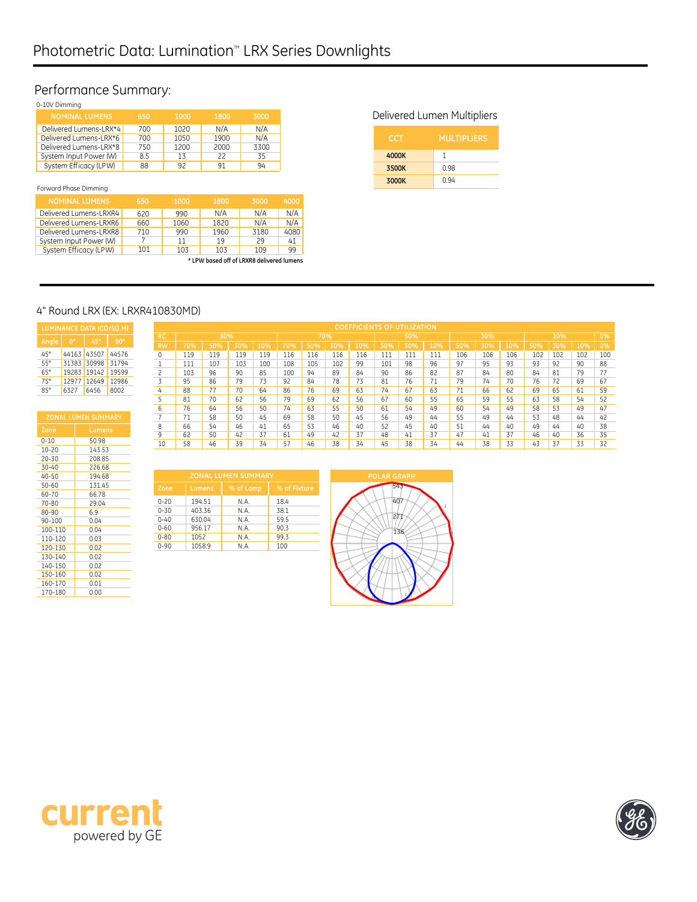# Photometric Data: Lumination™ LRX Series Downlights

## Performance Summary:

0-10V Dimming

| NOMINAL LUMENS | 650 | 1000 | 1800 | 3000 |
|---|---|---|---|---|
| Delivered Lumens-LRX*4 | 700 | 1020 | N/A | N/A |
| Delivered Lumens-LRX*6 | 700 | 1050 | 1900 | N/A |
| Delivered Lumens-LRX*8 | 750 | 1200 | 2000 | 3300 |
| System Input Power (W) | 8.5 | 13 | 22 | 35 |
| System Efficacy (LPW) | 88 | 92 | 91 | 94 |

Forward Phase Dimming

| NOMINAL LUMENS | 650 | 1000 | 1800 | 3000 | 4000 |
|---|---|---|---|---|---|
| Delivered Lumens-LRXR4 | 620 | 990 | N/A | N/A | N/A |
| Delivered Lumens-LRXR6 | 660 | 1060 | 1820 | N/A | N/A |
| Delivered Lumens-LRXR8 | 710 | 990 | 1960 | 3180 | 4080 |
| System Input Power (W) | 7 | 11 | 19 | 29 | 41 |
| System Efficacy (LPW) | 101 | 103 | 103 | 109 | 99 |

* LPW based off of LRXR8 delivered lumens

### Delivered Lumen Multipliers

| CCT | MULTIPLIERS |
|---|---|
| 4000K | 1 |
| 3500K | 0.98 |
| 3000K | 0.94 |

## 4" Round LRX (EX: LRXR410830MD)

| LUMINANCE DATA (CD/SQ.M) | | | |
|---|---|---|---|
| Angle | 0° | 45° | 90° |
| 45° | 44163 | 43507 | 44576 |
| 55° | 31383 | 30998 | 31794 |
| 65° | 19283 | 19142 | 19599 |
| 75° | 12977 | 12649 | 12986 |
| 85° | 6327 | 6456 | 8002 |

| ZONAL LUMEN SUMMARY | |
|---|---|
| Zone | Lumens |
| 0-10 | 50.98 |
| 10-20 | 143.53 |
| 20-30 | 208.85 |
| 30-40 | 226.68 |
| 40-50 | 194.68 |
| 50-60 | 131.45 |
| 60-70 | 66.78 |
| 70-80 | 29.04 |
| 80-90 | 6.9 |
| 90-100 | 0.04 |
| 100-110 | 0.04 |
| 110-120 | 0.03 |
| 120-130 | 0.02 |
| 130-140 | 0.02 |
| 140-150 | 0.02 |
| 150-160 | 0.02 |
| 160-170 | 0.01 |
| 170-180 | 0.00 |

| COEFFICIENTS OF UTILIZATION | | | | | | | | | | | | | | | | | | | |
|---|---|---|---|---|---|---|---|---|---|---|---|---|---|---|---|---|---|---|---|
| RC | 80% | | | | 70% | | | | 50% | | | 30% | | | 10% | | | | 0% |
| RW | 70% | 50% | 30% | 10% | 70% | 50% | 30% | 10% | 50% | 30% | 10% | 50% | 30% | 10% | 50% | 30% | 10% | 0% | 0% |
| 0 | 119 | 119 | 119 | 119 | 116 | 116 | 116 | 116 | 111 | 111 | 111 | 106 | 106 | 106 | 102 | 102 | 102 | | 100 |
| 1 | 111 | 107 | 103 | 100 | 108 | 105 | 102 | 99 | 101 | 98 | 96 | 97 | 95 | 93 | 93 | 92 | 90 | | 88 |
| 2 | 103 | 96 | 90 | 85 | 100 | 94 | 89 | 84 | 90 | 86 | 82 | 87 | 84 | 80 | 84 | 81 | 79 | | 77 |
| 3 | 95 | 86 | 79 | 73 | 92 | 84 | 78 | 73 | 81 | 76 | 71 | 79 | 74 | 70 | 76 | 72 | 69 | | 67 |
| 4 | 88 | 77 | 70 | 64 | 86 | 76 | 69 | 63 | 74 | 67 | 63 | 71 | 66 | 62 | 69 | 65 | 61 | | 59 |
| 5 | 81 | 70 | 62 | 56 | 79 | 69 | 62 | 56 | 67 | 60 | 55 | 65 | 59 | 55 | 63 | 58 | 54 | | 52 |
| 6 | 76 | 64 | 56 | 50 | 74 | 63 | 55 | 50 | 61 | 54 | 49 | 60 | 54 | 49 | 58 | 53 | 49 | | 47 |
| 7 | 71 | 58 | 50 | 45 | 69 | 58 | 50 | 45 | 56 | 49 | 44 | 55 | 49 | 44 | 53 | 48 | 44 | | 42 |
| 8 | 66 | 54 | 46 | 41 | 65 | 53 | 46 | 40 | 52 | 45 | 40 | 51 | 44 | 40 | 49 | 44 | 40 | | 38 |
| 9 | 62 | 50 | 42 | 37 | 61 | 49 | 42 | 37 | 48 | 41 | 37 | 47 | 41 | 37 | 46 | 40 | 36 | | 35 |
| 10 | 58 | 46 | 39 | 34 | 57 | 46 | 38 | 34 | 45 | 38 | 34 | 44 | 38 | 33 | 43 | 37 | 33 | | 32 |

| ZONAL LUMEN SUMMARY | | | |
|---|---|---|---|
| Zone | Lumens | % of Lamp | % of Fixture |
| 0-20 | 194.51 | N.A. | 18.4 |
| 0-30 | 403.36 | N.A. | 38.1 |
| 0-40 | 630.04 | N.A. | 59.5 |
| 0-60 | 956.17 | N.A. | 90.3 |
| 0-80 | 1052 | N.A. | 99.3 |
| 0-90 | 1058.9 | N.A. | 100 |

POLAR GRAPH

543
407
271
136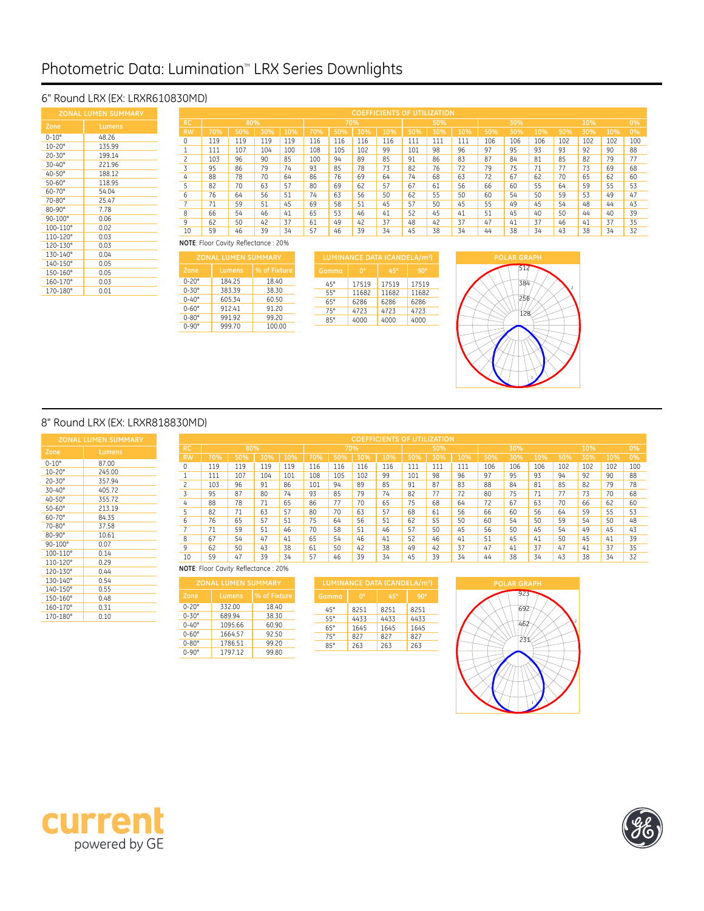# Photometric Data: Lumination™ LRX Series Downlights

## 6" Round LRX (EX: LRXR610830MD)

| ZONAL LUMEN SUMMARY | |
|---|---|
| Zone | Lumens |
| 0-10° | 48.26 |
| 10-20° | 135.99 |
| 20-30° | 199.14 |
| 30-40° | 221.96 |
| 40-50° | 188.12 |
| 50-60° | 118.95 |
| 60-70° | 54.04 |
| 70-80° | 25.47 |
| 80-90° | 7.78 |
| 90-100° | 0.06 |
| 100-110° | 0.02 |
| 110-120° | 0.03 |
| 120-130° | 0.03 |
| 130-140° | 0.04 |
| 140-150° | 0.05 |
| 150-160° | 0.05 |
| 160-170° | 0.03 |
| 170-180° | 0.01 |

| COEFFICIENTS OF UTILIZATION | | | | | | | | | | | | | | | | | | | |
|---|---|---|---|---|---|---|---|---|---|---|---|---|---|---|---|---|---|---|---|
| RC | 80% | | | | 70% | | | | 50% | | | 30% | | | 10% | | | | 0% |
| RW | 70% | 50% | 30% | 10% | 70% | 50% | 30% | 10% | 50% | 30% | 10% | 50% | 30% | 10% | 50% | 30% | 10% | 0% |
| 0 | 119 | 119 | 119 | 119 | 116 | 116 | 116 | 116 | 111 | 111 | 111 | 106 | 106 | 106 | 102 | 102 | 102 | 100 |
| 1 | 111 | 107 | 104 | 100 | 108 | 105 | 102 | 99 | 101 | 98 | 96 | 97 | 95 | 93 | 93 | 92 | 90 | 88 |
| 2 | 103 | 96 | 90 | 85 | 100 | 94 | 89 | 85 | 91 | 86 | 83 | 87 | 84 | 81 | 85 | 82 | 79 | 77 |
| 3 | 95 | 86 | 79 | 74 | 93 | 85 | 78 | 73 | 82 | 76 | 72 | 79 | 75 | 71 | 77 | 73 | 69 | 68 |
| 4 | 88 | 78 | 70 | 64 | 86 | 76 | 69 | 64 | 74 | 68 | 63 | 72 | 67 | 62 | 70 | 65 | 62 | 60 |
| 5 | 82 | 70 | 63 | 57 | 80 | 69 | 62 | 57 | 67 | 61 | 56 | 66 | 60 | 55 | 64 | 59 | 55 | 53 |
| 6 | 76 | 64 | 56 | 51 | 74 | 63 | 56 | 50 | 62 | 55 | 50 | 60 | 54 | 50 | 59 | 53 | 49 | 47 |
| 7 | 71 | 59 | 51 | 45 | 69 | 58 | 51 | 45 | 57 | 50 | 45 | 55 | 49 | 45 | 54 | 48 | 44 | 43 |
| 8 | 66 | 54 | 46 | 41 | 65 | 53 | 46 | 41 | 52 | 45 | 41 | 51 | 45 | 40 | 50 | 44 | 40 | 39 |
| 9 | 62 | 50 | 42 | 37 | 61 | 49 | 42 | 37 | 48 | 42 | 37 | 47 | 41 | 37 | 46 | 41 | 37 | 35 |
| 10 | 59 | 46 | 39 | 34 | 57 | 46 | 39 | 34 | 45 | 38 | 34 | 44 | 38 | 34 | 43 | 38 | 34 | 32 |

**NOTE**: Floor Cavity Reflectance : 20%

| ZONAL LUMEN SUMMARY | | |
|---|---|---|
| Zone | Lumens | % of Fixture |
| 0-20° | 184.25 | 18.40 |
| 0-30° | 383.39 | 38.30 |
| 0-40° | 605.34 | 60.50 |
| 0-60° | 912.41 | 91.20 |
| 0-80° | 991.92 | 99.20 |
| 0-90° | 999.70 | 100.00 |

| LUMINANCE DATA (CANDELA/m²) | | | |
|---|---|---|---|
| Gamma | 0° | 45° | 90° |
| 45° | 17519 | 17519 | 17519 |
| 55° | 11682 | 11682 | 11682 |
| 65° | 6286 | 6286 | 6286 |
| 75° | 4723 | 4723 | 4723 |
| 85° | 4000 | 4000 | 4000 |

POLAR GRAPH

512
384
256
128
2
1

## 8" Round LRX (EX: LRXR818830MD)

| ZONAL LUMEN SUMMARY | |
|---|---|
| Zone | Lumens |
| 0-10° | 87.00 |
| 10-20° | 245.00 |
| 20-30° | 357.94 |
| 30-40° | 405.72 |
| 40-50° | 355.72 |
| 50-60° | 213.19 |
| 60-70° | 84.35 |
| 70-80° | 37.58 |
| 80-90° | 10.61 |
| 90-100° | 0.07 |
| 100-110° | 0.14 |
| 110-120° | 0.29 |
| 120-130° | 0.44 |
| 130-140° | 0.54 |
| 140-150° | 0.55 |
| 150-160° | 0.48 |
| 160-170° | 0.31 |
| 170-180° | 0.10 |

| COEFFICIENTS OF UTILIZATION | | | | | | | | | | | | | | | | | | | |
|---|---|---|---|---|---|---|---|---|---|---|---|---|---|---|---|---|---|---|---|
| RC | 80% | | | | 70% | | | | 50% | | | 30% | | | 10% | | | | 0% |
| RW | 70% | 50% | 30% | 10% | 70% | 50% | 30% | 10% | 50% | 30% | 10% | 50% | 30% | 10% | 50% | 30% | 10% | 0% |
| 0 | 119 | 119 | 119 | 119 | 116 | 116 | 116 | 116 | 111 | 111 | 111 | 106 | 106 | 106 | 102 | 102 | 102 | 100 |
| 1 | 111 | 107 | 104 | 101 | 108 | 105 | 102 | 99 | 101 | 98 | 96 | 97 | 95 | 93 | 94 | 92 | 90 | 88 |
| 2 | 103 | 96 | 91 | 86 | 101 | 94 | 89 | 85 | 91 | 87 | 83 | 88 | 84 | 81 | 85 | 82 | 79 | 78 |
| 3 | 95 | 87 | 80 | 74 | 93 | 85 | 79 | 74 | 82 | 77 | 72 | 80 | 75 | 71 | 77 | 73 | 70 | 68 |
| 4 | 88 | 78 | 71 | 65 | 86 | 77 | 70 | 65 | 75 | 68 | 64 | 72 | 67 | 63 | 70 | 66 | 62 | 60 |
| 5 | 82 | 71 | 63 | 57 | 80 | 70 | 63 | 57 | 68 | 61 | 56 | 66 | 60 | 56 | 64 | 59 | 55 | 53 |
| 6 | 76 | 65 | 57 | 51 | 75 | 64 | 56 | 51 | 62 | 55 | 50 | 60 | 54 | 50 | 59 | 54 | 50 | 48 |
| 7 | 71 | 59 | 51 | 46 | 70 | 58 | 51 | 46 | 57 | 50 | 45 | 56 | 50 | 45 | 54 | 49 | 45 | 43 |
| 8 | 67 | 54 | 47 | 41 | 65 | 54 | 46 | 41 | 52 | 46 | 41 | 51 | 45 | 41 | 50 | 45 | 41 | 39 |
| 9 | 62 | 50 | 43 | 38 | 61 | 50 | 42 | 38 | 49 | 42 | 37 | 47 | 41 | 37 | 47 | 41 | 37 | 35 |
| 10 | 59 | 47 | 39 | 34 | 57 | 46 | 39 | 34 | 45 | 39 | 34 | 44 | 38 | 34 | 43 | 38 | 34 | 32 |

**NOTE**: Floor Cavity Reflectance : 20%

| ZONAL LUMEN SUMMARY | | |
|---|---|---|
| Zone | Lumens | % of Fixture |
| 0-20° | 332.00 | 18.40 |
| 0-30° | 689.94 | 38.30 |
| 0-40° | 1095.66 | 60.90 |
| 0-60° | 1664.57 | 92.50 |
| 0-80° | 1786.51 | 99.20 |
| 0-90° | 1797.12 | 99.80 |

| LUMINANCE DATA (CANDELA/m²) | | | |
|---|---|---|---|
| Gamma | 0° | 45° | 90° |
| 45° | 8251 | 8251 | 8251 |
| 55° | 4433 | 4433 | 4433 |
| 65° | 1645 | 1645 | 1645 |
| 75° | 827 | 827 | 827 |
| 85° | 263 | 263 | 263 |

POLAR GRAPH

923
692
462
231
2
1

current
powered by GE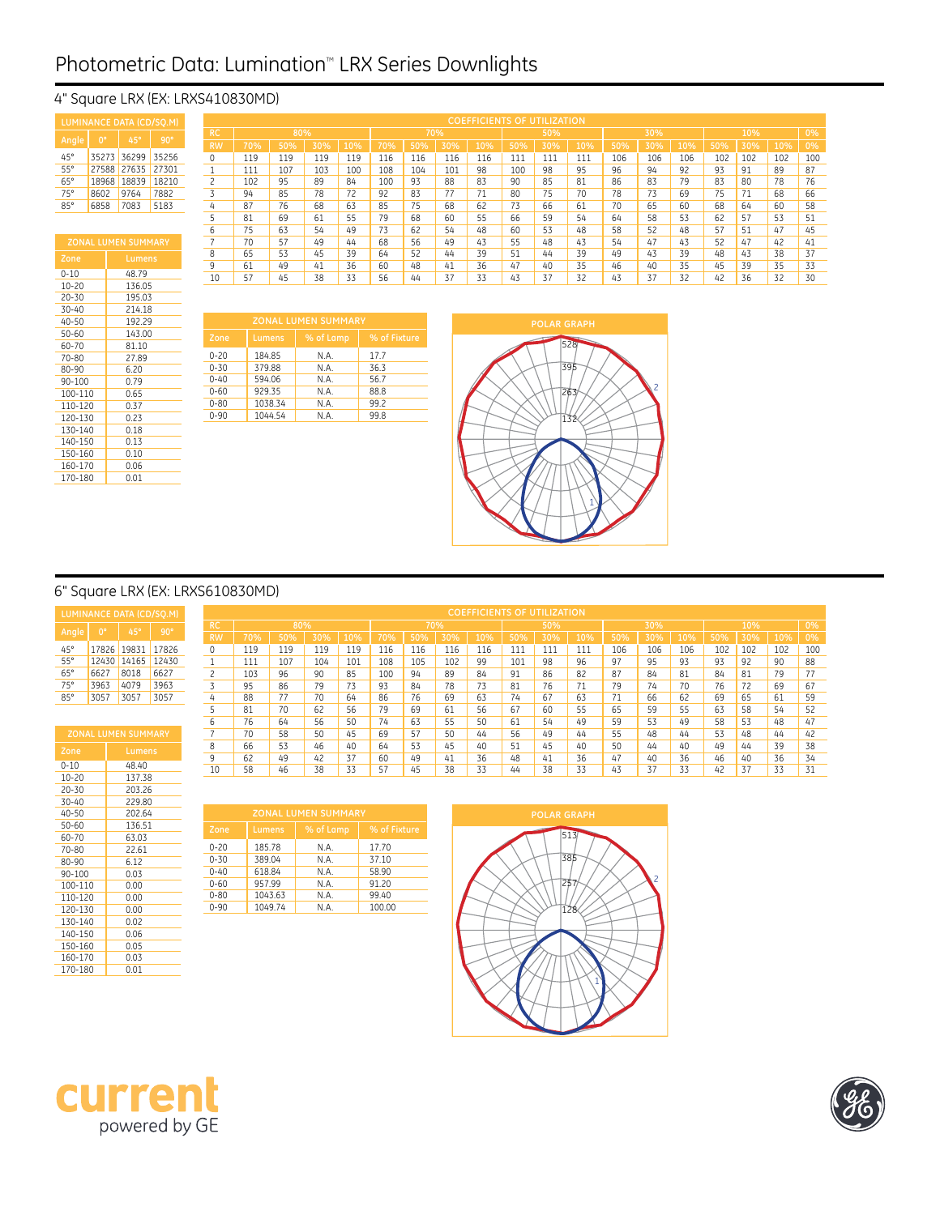# Photometric Data: Lumination™ LRX Series Downlights

## 4" Square LRX (EX: LRXS410830MD)

**LUMINANCE DATA (CD/SQ.M)**

| Angle | 0° | 45° | 90° |
|---|---|---|---|
| 45° | 35273 | 36299 | 35256 |
| 55° | 27588 | 27635 | 27301 |
| 65° | 18968 | 18839 | 18210 |
| 75° | 8602 | 9764 | 7882 |
| 85° | 6858 | 7083 | 5183 |

**COEFFICIENTS OF UTILIZATION**

| RC | 80% | | | | 70% | | | | 50% | | | 30% | | | 10% | | | 0% |
|---|---|---|---|---|---|---|---|---|---|---|---|---|---|---|---|---|---|---|
| RW | 70% | 50% | 30% | 10% | 70% | 50% | 30% | 10% | 50% | 30% | 10% | 50% | 30% | 10% | 50% | 30% | 10% | 0% |
| 0 | 119 | 119 | 119 | 119 | 116 | 116 | 116 | 116 | 111 | 111 | 111 | 106 | 106 | 106 | 102 | 102 | 102 | 100 |
| 1 | 111 | 107 | 103 | 100 | 108 | 104 | 101 | 98 | 100 | 98 | 95 | 96 | 94 | 92 | 93 | 91 | 89 | 87 |
| 2 | 102 | 95 | 89 | 84 | 100 | 93 | 88 | 83 | 90 | 85 | 81 | 86 | 83 | 79 | 83 | 80 | 78 | 76 |
| 3 | 94 | 85 | 78 | 72 | 92 | 83 | 77 | 71 | 80 | 75 | 70 | 78 | 73 | 69 | 75 | 71 | 68 | 66 |
| 4 | 87 | 76 | 68 | 63 | 85 | 75 | 68 | 62 | 73 | 66 | 61 | 70 | 65 | 60 | 68 | 64 | 60 | 58 |
| 5 | 81 | 69 | 61 | 55 | 79 | 68 | 60 | 55 | 66 | 59 | 54 | 64 | 58 | 53 | 62 | 57 | 53 | 51 |
| 6 | 75 | 63 | 54 | 49 | 73 | 62 | 54 | 48 | 60 | 53 | 48 | 58 | 52 | 48 | 57 | 51 | 47 | 45 |
| 7 | 70 | 57 | 49 | 44 | 68 | 56 | 49 | 43 | 55 | 48 | 43 | 54 | 47 | 43 | 52 | 47 | 42 | 41 |
| 8 | 65 | 53 | 45 | 39 | 64 | 52 | 44 | 39 | 51 | 44 | 39 | 49 | 43 | 39 | 48 | 43 | 38 | 37 |
| 9 | 61 | 49 | 41 | 36 | 60 | 48 | 41 | 36 | 47 | 40 | 35 | 46 | 40 | 35 | 45 | 39 | 35 | 33 |
| 10 | 57 | 45 | 38 | 33 | 56 | 44 | 37 | 33 | 43 | 37 | 32 | 43 | 37 | 32 | 42 | 36 | 32 | 30 |

**ZONAL LUMEN SUMMARY**

| Zone | Lumens |
|---|---|
| 0-10 | 48.79 |
| 10-20 | 136.05 |
| 20-30 | 195.03 |
| 30-40 | 214.18 |
| 40-50 | 192.29 |
| 50-60 | 143.00 |
| 60-70 | 81.10 |
| 70-80 | 27.89 |
| 80-90 | 6.20 |
| 90-100 | 0.79 |
| 100-110 | 0.65 |
| 110-120 | 0.37 |
| 120-130 | 0.23 |
| 130-140 | 0.18 |
| 140-150 | 0.13 |
| 150-160 | 0.10 |
| 160-170 | 0.06 |
| 170-180 | 0.01 |

**ZONAL LUMEN SUMMARY**

| Zone | Lumens | % of Lamp | % of Fixture |
|---|---|---|---|
| 0-20 | 184.85 | N.A. | 17.7 |
| 0-30 | 379.88 | N.A. | 36.3 |
| 0-40 | 594.06 | N.A. | 56.7 |
| 0-60 | 929.35 | N.A. | 88.8 |
| 0-80 | 1038.34 | N.A. | 99.2 |
| 0-90 | 1044.54 | N.A. | 99.8 |

**POLAR GRAPH**

528
395
263
132
2
1

## 6" Square LRX (EX: LRXS610830MD)

**LUMINANCE DATA (CD/SQ.M)**

| Angle | 0° | 45° | 90° |
|---|---|---|---|
| 45° | 17826 | 19831 | 17826 |
| 55° | 12430 | 14165 | 12430 |
| 65° | 6627 | 8018 | 6627 |
| 75° | 3963 | 4079 | 3963 |
| 85° | 3057 | 3057 | 3057 |

**COEFFICIENTS OF UTILIZATION**

| RC | 80% | | | | 70% | | | | 50% | | | 30% | | | 10% | | | 0% |
|---|---|---|---|---|---|---|---|---|---|---|---|---|---|---|---|---|---|---|
| RW | 70% | 50% | 30% | 10% | 70% | 50% | 30% | 10% | 50% | 30% | 10% | 50% | 30% | 10% | 50% | 30% | 10% | 0% |
| 0 | 119 | 119 | 119 | 119 | 116 | 116 | 116 | 116 | 111 | 111 | 111 | 106 | 106 | 106 | 102 | 102 | 102 | 100 |
| 1 | 111 | 107 | 104 | 101 | 108 | 105 | 102 | 99 | 101 | 98 | 96 | 97 | 95 | 93 | 93 | 92 | 90 | 88 |
| 2 | 103 | 96 | 90 | 85 | 100 | 94 | 89 | 84 | 91 | 86 | 82 | 87 | 84 | 81 | 84 | 81 | 79 | 77 |
| 3 | 95 | 86 | 79 | 73 | 93 | 84 | 78 | 73 | 81 | 76 | 71 | 79 | 74 | 70 | 76 | 72 | 69 | 67 |
| 4 | 88 | 77 | 70 | 64 | 86 | 76 | 69 | 63 | 74 | 67 | 63 | 71 | 66 | 62 | 69 | 65 | 61 | 59 |
| 5 | 81 | 70 | 62 | 56 | 79 | 69 | 61 | 56 | 67 | 60 | 55 | 65 | 59 | 55 | 63 | 58 | 54 | 52 |
| 6 | 76 | 64 | 56 | 50 | 74 | 63 | 55 | 50 | 61 | 54 | 49 | 59 | 53 | 49 | 58 | 53 | 48 | 47 |
| 7 | 70 | 58 | 50 | 45 | 69 | 57 | 50 | 44 | 56 | 49 | 44 | 55 | 48 | 44 | 53 | 48 | 44 | 42 |
| 8 | 66 | 53 | 46 | 40 | 64 | 53 | 45 | 40 | 51 | 45 | 40 | 50 | 44 | 40 | 49 | 44 | 39 | 38 |
| 9 | 62 | 49 | 42 | 37 | 60 | 49 | 41 | 36 | 48 | 41 | 36 | 47 | 40 | 36 | 46 | 40 | 36 | 34 |
| 10 | 58 | 46 | 38 | 33 | 57 | 45 | 38 | 33 | 44 | 38 | 33 | 43 | 37 | 33 | 42 | 37 | 33 | 31 |

**ZONAL LUMEN SUMMARY**

| Zone | Lumens |
|---|---|
| 0-10 | 48.40 |
| 10-20 | 137.38 |
| 20-30 | 203.26 |
| 30-40 | 229.80 |
| 40-50 | 202.64 |
| 50-60 | 136.51 |
| 60-70 | 63.03 |
| 70-80 | 22.61 |
| 80-90 | 6.12 |
| 90-100 | 0.03 |
| 100-110 | 0.00 |
| 110-120 | 0.00 |
| 120-130 | 0.00 |
| 130-140 | 0.02 |
| 140-150 | 0.06 |
| 150-160 | 0.05 |
| 160-170 | 0.03 |
| 170-180 | 0.01 |

**ZONAL LUMEN SUMMARY**

| Zone | Lumens | % of Lamp | % of Fixture |
|---|---|---|---|
| 0-20 | 185.78 | N.A. | 17.70 |
| 0-30 | 389.04 | N.A. | 37.10 |
| 0-40 | 618.84 | N.A. | 58.90 |
| 0-60 | 957.99 | N.A. | 91.20 |
| 0-80 | 1043.63 | N.A. | 99.40 |
| 0-90 | 1049.74 | N.A. | 100.00 |

**POLAR GRAPH**

513
385
257
128
2
1

current
powered by GE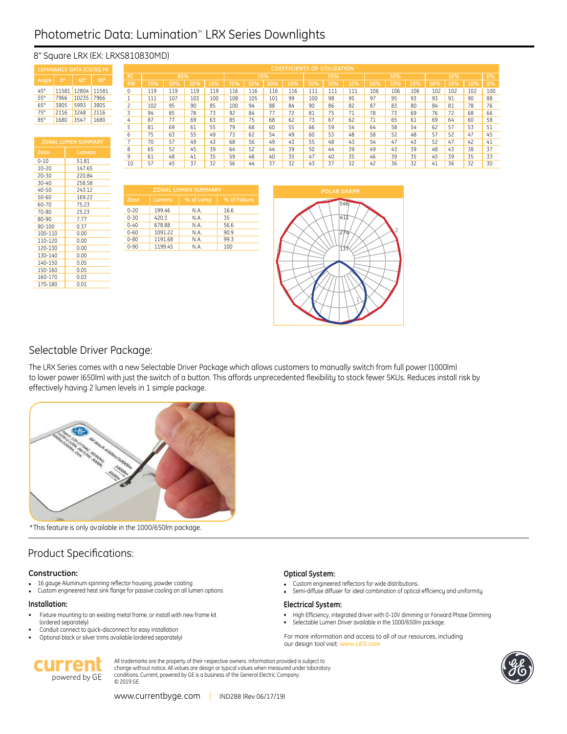# Photometric Data: Lumination™ LRX Series Downlights

## 8" Square LRX (EX: LRXS810830MD)

**LUMINANCE DATA (CD/SQ.M)**

| Angle | 0° | 45° | 90° |
|---|---|---|---|
| 45° | 11581 | 12804 | 11581 |
| 55° | 7966 | 10235 | 7966 |
| 65° | 3805 | 5993 | 3805 |
| 75° | 2116 | 3248 | 2116 |
| 85° | 1680 | 3547 | 1680 |

**COEFFICIENTS OF UTILIZATION**

| RC | 80% | | | | 70% | | | | 50% | | | 30% | | | 10% | | | 0% |
|---|---|---|---|---|---|---|---|---|---|---|---|---|---|---|---|---|---|---|
| RW | 70% | 50% | 30% | 10% | 70% | 50% | 30% | 10% | 50% | 30% | 10% | 50% | 30% | 10% | 50% | 30% | 10% | 0% |
| 0 | 119 | 119 | 119 | 119 | 116 | 116 | 116 | 116 | 111 | 111 | 111 | 106 | 106 | 106 | 102 | 102 | 102 | 100 |
| 1 | 111 | 107 | 103 | 100 | 108 | 105 | 101 | 99 | 100 | 98 | 95 | 97 | 95 | 93 | 93 | 91 | 90 | 88 |
| 2 | 102 | 95 | 90 | 85 | 100 | 94 | 88 | 84 | 90 | 86 | 82 | 87 | 83 | 80 | 84 | 81 | 78 | 76 |
| 3 | 94 | 85 | 78 | 73 | 92 | 84 | 77 | 72 | 81 | 75 | 71 | 78 | 73 | 69 | 76 | 72 | 68 | 66 |
| 4 | 87 | 77 | 69 | 63 | 85 | 75 | 68 | 62 | 73 | 67 | 62 | 71 | 65 | 61 | 69 | 64 | 60 | 58 |
| 5 | 81 | 69 | 61 | 55 | 79 | 68 | 60 | 55 | 66 | 59 | 54 | 64 | 58 | 54 | 62 | 57 | 53 | 51 |
| 6 | 75 | 63 | 55 | 49 | 73 | 62 | 54 | 49 | 60 | 53 | 48 | 58 | 52 | 48 | 57 | 52 | 47 | 45 |
| 7 | 70 | 57 | 49 | 43 | 68 | 56 | 49 | 43 | 55 | 48 | 43 | 54 | 47 | 43 | 52 | 47 | 42 | 41 |
| 8 | 65 | 52 | 45 | 39 | 64 | 52 | 44 | 39 | 50 | 44 | 39 | 49 | 43 | 39 | 48 | 43 | 38 | 37 |
| 9 | 61 | 48 | 41 | 35 | 59 | 48 | 40 | 35 | 47 | 40 | 35 | 46 | 39 | 35 | 45 | 39 | 35 | 33 |
| 10 | 57 | 45 | 37 | 32 | 56 | 44 | 37 | 32 | 43 | 37 | 32 | 42 | 36 | 32 | 41 | 36 | 32 | 30 |

**ZONAL LUMEN SUMMARY**

| Zone | Lumens |
|---|---|
| 0-10 | 51.81 |
| 10-20 | 147.65 |
| 20-30 | 220.84 |
| 30-40 | 258.58 |
| 40-50 | 243.12 |
| 50-60 | 169.22 |
| 60-70 | 75.23 |
| 70-80 | 25.23 |
| 80-90 | 7.77 |
| 90-100 | 0.37 |
| 100-110 | 0.00 |
| 110-120 | 0.00 |
| 120-130 | 0.00 |
| 130-140 | 0.00 |
| 140-150 | 0.05 |
| 150-160 | 0.05 |
| 160-170 | 0.03 |
| 170-180 | 0.01 |

**ZONAL LUMEN SUMMARY**

| Zone | Lumens | % of Lamp | % of Fixture |
|---|---|---|---|
| 0-20 | 199.46 | N.A. | 16.6 |
| 0-30 | 420.3 | N.A. | 35 |
| 0-40 | 678.88 | N.A. | 56.6 |
| 0-60 | 1091.22 | N.A. | 90.9 |
| 0-80 | 1191.68 | N.A. | 99.3 |
| 0-90 | 1199.45 | N.A. | 100 |

**POLAR GRAPH**

546
411
274
137
2
1

## Selectable Driver Package:

The LRX Series comes with a new Selectable Driver Package which allows customers to manually switch from full power (1000lm) to lower power (650lm) with just the switch of a button. This affords unprecedented flexibility to stock fewer SKUs. Reduces install risk by effectively having 2 lumen levels in 1 simple package.

*This feature is only available in the 1000/650lm package.

## Product Specifications:

### Construction:

- 16 gauge Aluminum spinning reflector housing, powder coating
- Custom engineered heat sink flange for passive cooling on all lumen options

### Installation:

- Fixture mounting to an existing metal frame, or install with new frame kit (ordered separately)
- Conduit connect to quick-disconnect for easy installation
- Optional black or silver trims available (ordered separately)

### Optical System:

- Custom engineered reflectors for wide distributions.
- Semi-diffuse diffuser for ideal combination of optical efficiency and uniformity

### Electrical System:

- High Efficiency, integrated driver with 0-10V dimming or Forward Phase Dimming
- Selectable Lumen Driver available in the 1000/650lm package.

For more information and access to all of our resources, including our design tool visit: www.LED.com

current powered by GE

All trademarks are the property of their respective owners. Information provided is subject to change without notice. All values are design or typical values when measured under laboratory conditions. Current, powered by GE is a business of the General Electric Company. © 2019 GE.

www.currentbyge.com | IND288 (Rev 06/17/19)